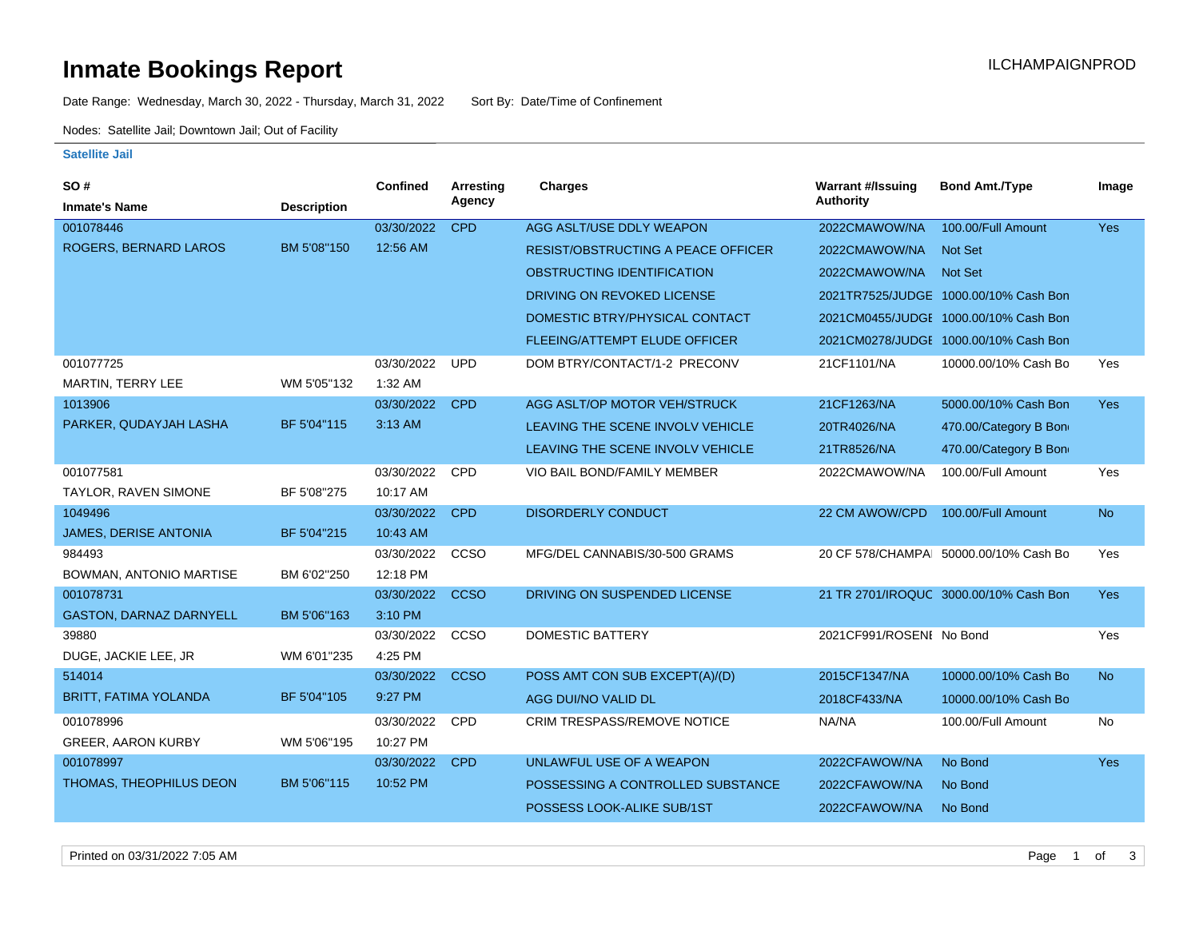# Inmate Bookings Report

ILCHAMPAIGNPROD

Date Range: Wednesday, March 30, 2022 - Thursday, March 31, 2022    Sort By: Date/Time of Confinement

Nodes: Satellite Jail; Downtown Jail; Out of Facility

**Satellite Jail**

| SO # / Inmate's Name | Description | Confined | Arresting Agency | Charges | Warrant #/Issuing Authority | Bond Amt./Type | Image |
|---|---|---|---|---|---|---|---|
| 001078446 ROGERS, BERNARD LAROS | BM 5'08"150 | 03/30/2022 12:56 AM | CPD | AGG ASLT/USE DDLY WEAPON | 2022CMAWOW/NA | 100.00/Full Amount | Yes |
| | | | | RESIST/OBSTRUCTING A PEACE OFFICER | 2022CMAWOW/NA | Not Set | |
| | | | | OBSTRUCTING IDENTIFICATION | 2022CMAWOW/NA | Not Set | |
| | | | | DRIVING ON REVOKED LICENSE | 2021TR7525/JUDGE | 1000.00/10% Cash Bon | |
| | | | | DOMESTIC BTRY/PHYSICAL CONTACT | 2021CM0455/JUDGE | 1000.00/10% Cash Bon | |
| | | | | FLEEING/ATTEMPT ELUDE OFFICER | 2021CM0278/JUDGE | 1000.00/10% Cash Bon | |
| 001077725 MARTIN, TERRY LEE | WM 5'05"132 | 03/30/2022 1:32 AM | UPD | DOM BTRY/CONTACT/1-2 PRECONV | 21CF1101/NA | 10000.00/10% Cash Bo | Yes |
| 1013906 PARKER, QUDAYJAH LASHA | BF 5'04"115 | 03/30/2022 3:13 AM | CPD | AGG ASLT/OP MOTOR VEH/STRUCK | 21CF1263/NA | 5000.00/10% Cash Bon | Yes |
| | | | | LEAVING THE SCENE INVOLV VEHICLE | 20TR4026/NA | 470.00/Category B Bon | |
| | | | | LEAVING THE SCENE INVOLV VEHICLE | 21TR8526/NA | 470.00/Category B Bon | |
| 001077581 TAYLOR, RAVEN SIMONE | BF 5'08"275 | 03/30/2022 10:17 AM | CPD | VIO BAIL BOND/FAMILY MEMBER | 2022CMAWOW/NA | 100.00/Full Amount | Yes |
| 1049496 JAMES, DERISE ANTONIA | BF 5'04"215 | 03/30/2022 10:43 AM | CPD | DISORDERLY CONDUCT | 22 CM AWOW/CPD | 100.00/Full Amount | No |
| 984493 BOWMAN, ANTONIO MARTISE | BM 6'02"250 | 03/30/2022 12:18 PM | CCSO | MFG/DEL CANNABIS/30-500 GRAMS | 20 CF 578/CHAMPAI | 50000.00/10% Cash Bo | Yes |
| 001078731 GASTON, DARNAZ DARNYELL | BM 5'06"163 | 03/30/2022 3:10 PM | CCSO | DRIVING ON SUSPENDED LICENSE | 21 TR 2701/IROQUC | 3000.00/10% Cash Bon | Yes |
| 39880 DUGE, JACKIE LEE, JR | WM 6'01"235 | 03/30/2022 4:25 PM | CCSO | DOMESTIC BATTERY | 2021CF991/ROSENI | No Bond | Yes |
| 514014 BRITT, FATIMA YOLANDA | BF 5'04"105 | 03/30/2022 9:27 PM | CCSO | POSS AMT CON SUB EXCEPT(A)/(D) | 2015CF1347/NA | 10000.00/10% Cash Bo | No |
| | | | | AGG DUI/NO VALID DL | 2018CF433/NA | 10000.00/10% Cash Bo | |
| 001078996 GREER, AARON KURBY | WM 5'06"195 | 03/30/2022 10:27 PM | CPD | CRIM TRESPASS/REMOVE NOTICE | NA/NA | 100.00/Full Amount | No |
| 001078997 THOMAS, THEOPHILUS DEON | BM 5'06"115 | 03/30/2022 10:52 PM | CPD | UNLAWFUL USE OF A WEAPON | 2022CFAWOW/NA | No Bond | Yes |
| | | | | POSSESSING A CONTROLLED SUBSTANCE | 2022CFAWOW/NA | No Bond | |
| | | | | POSSESS LOOK-ALIKE SUB/1ST | 2022CFAWOW/NA | No Bond | |

Printed on 03/31/2022 7:05 AM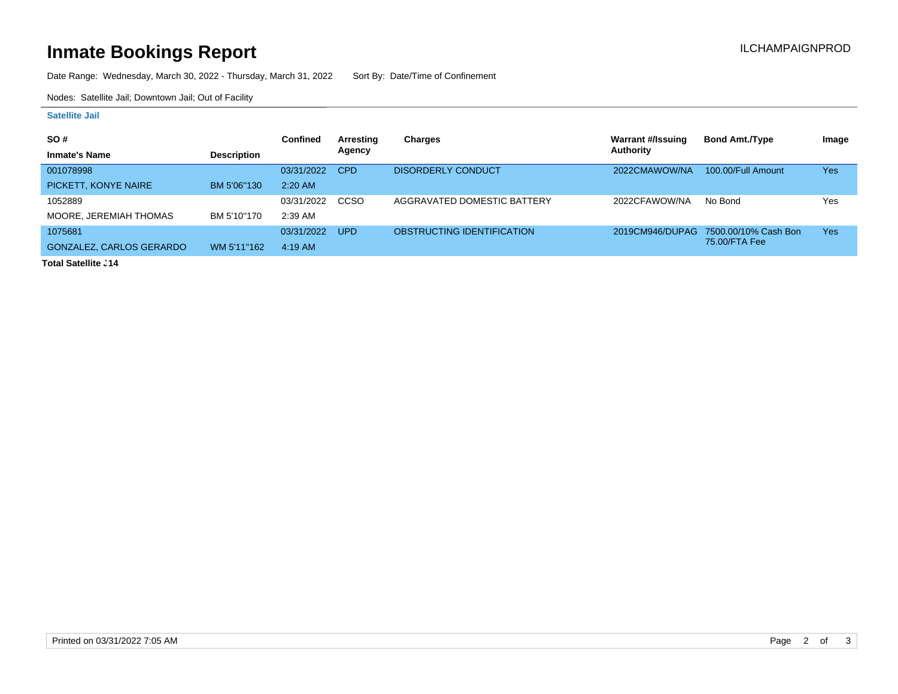# Inmate Bookings Report

ILCHAMPAIGNPROD

Date Range: Wednesday, March 30, 2022 - Thursday, March 31, 2022    Sort By: Date/Time of Confinement

Nodes: Satellite Jail; Downtown Jail; Out of Facility

### Satellite Jail

| SO # / Inmate's Name | Description | Confined | Arresting Agency | Charges | Warrant #/Issuing Authority | Bond Amt./Type | Image |
|---|---|---|---|---|---|---|---|
| 001078998<br>PICKETT, KONYE NAIRE | BM 5'06"130 | 03/31/2022<br>2:20 AM | CPD | DISORDERLY CONDUCT | 2022CMAWOW/NA | 100.00/Full Amount | Yes |
| 1052889<br>MOORE, JEREMIAH THOMAS | BM 5'10"170 | 03/31/2022<br>2:39 AM | CCSO | AGGRAVATED DOMESTIC BATTERY | 2022CFAWOW/NA | No Bond | Yes |
| 1075681<br>GONZALEZ, CARLOS GERARDO | WM 5'11"162 | 03/31/2022<br>4:19 AM | UPD | OBSTRUCTING IDENTIFICATION | 2019CM946/DUPAG | 7500.00/10% Cash Bon<br>75.00/FTA Fee | Yes |

**Total Satellite J14**

Printed on 03/31/2022 7:05 AM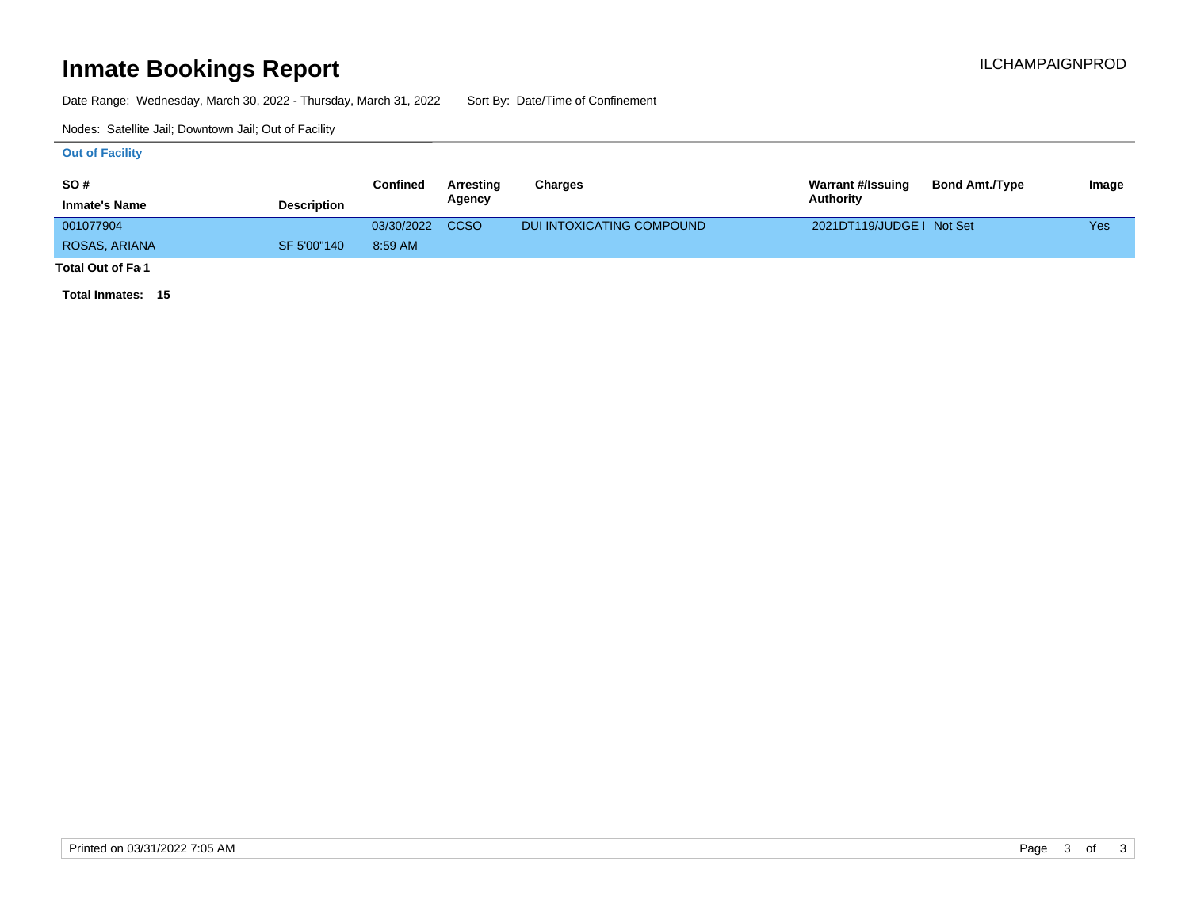# Inmate Bookings Report

ILCHAMPAIGNPROD

Date Range: Wednesday, March 30, 2022 - Thursday, March 31, 2022     Sort By: Date/Time of Confinement

Nodes: Satellite Jail; Downtown Jail; Out of Facility

### Out of Facility

| SO # / Inmate's Name | Description | Confined | Arresting Agency | Charges | Warrant #/Issuing Authority | Bond Amt./Type | Image |
|---|---|---|---|---|---|---|---|
| 001077904<br>ROSAS, ARIANA | SF 5'00"140 | 03/30/2022<br>8:59 AM | CCSO | DUI INTOXICATING COMPOUND | 2021DT119/JUDGE I | Not Set | Yes |

**Total Out of Fa 1**

**Total Inmates: 15**

Printed on 03/31/2022 7:05 AM